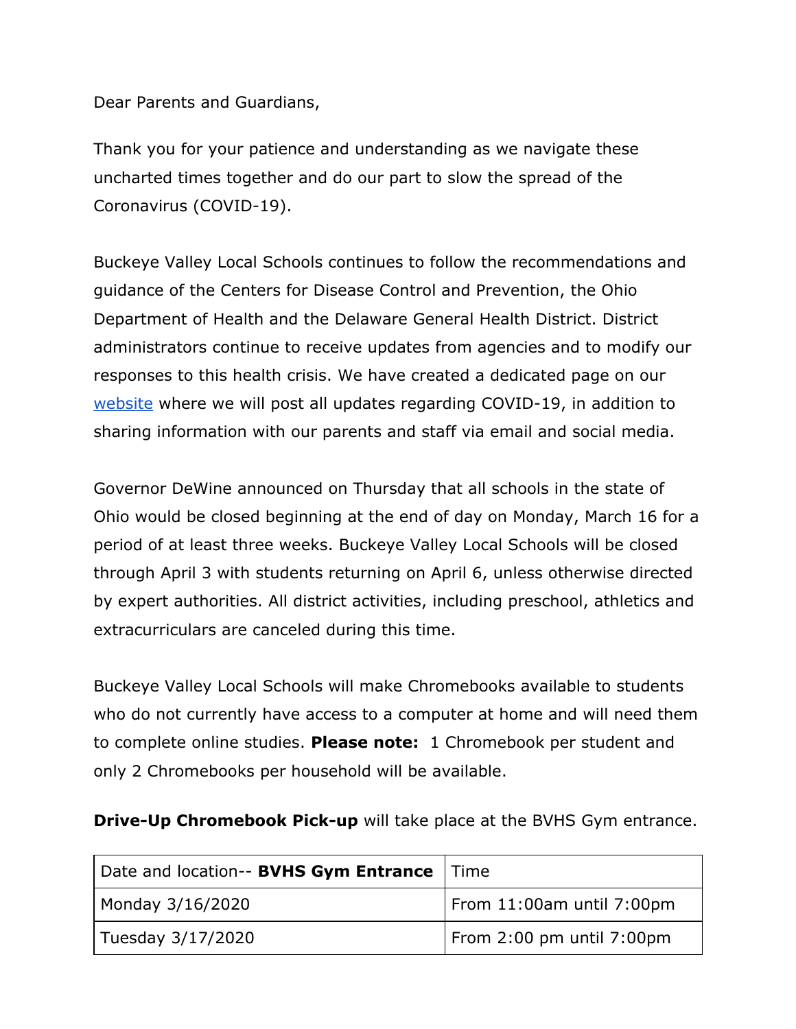Dear Parents and Guardians,

Thank you for your patience and understanding as we navigate these uncharted times together and do our part to slow the spread of the Coronavirus (COVID-19).

Buckeye Valley Local Schools continues to follow the recommendations and guidance of the Centers for Disease Control and Prevention, the Ohio Department of Health and the Delaware General Health District. District administrators continue to receive updates from agencies and to modify our responses to this health crisis. We have created a dedicated page on our website where we will post all updates regarding COVID-19, in addition to sharing information with our parents and staff via email and social media.

Governor DeWine announced on Thursday that all schools in the state of Ohio would be closed beginning at the end of day on Monday, March 16 for a period of at least three weeks. Buckeye Valley Local Schools will be closed through April 3 with students returning on April 6, unless otherwise directed by expert authorities. All district activities, including preschool, athletics and extracurriculars are canceled during this time.

Buckeye Valley Local Schools will make Chromebooks available to students who do not currently have access to a computer at home and will need them to complete online studies. **Please note:** 1 Chromebook per student and only 2 Chromebooks per household will be available.

**Drive-Up Chromebook Pick-up** will take place at the BVHS Gym entrance.

| Date and location-- **BVHS Gym Entrance** | Time |
|---|---|
| Monday 3/16/2020 | From 11:00am until 7:00pm |
| Tuesday 3/17/2020 | From 2:00 pm until 7:00pm |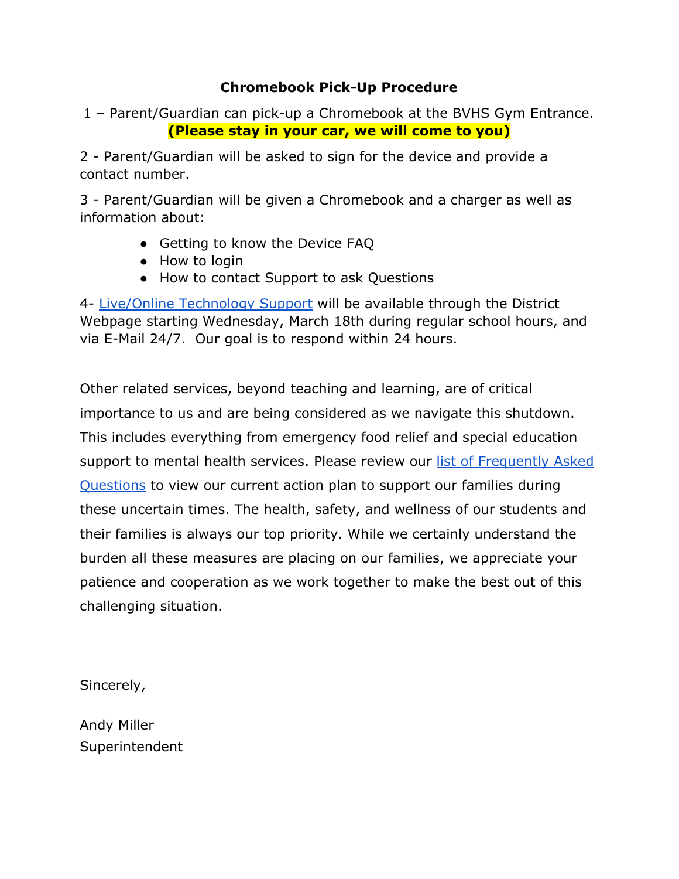**Chromebook Pick-Up Procedure**

1 – Parent/Guardian can pick-up a Chromebook at the BVHS Gym Entrance. **(Please stay in your car, we will come to you)**

2 - Parent/Guardian will be asked to sign for the device and provide a contact number.

3 - Parent/Guardian will be given a Chromebook and a charger as well as information about:

- Getting to know the Device FAQ
- How to login
- How to contact Support to ask Questions

4- Live/Online Technology Support will be available through the District Webpage starting Wednesday, March 18th during regular school hours, and via E-Mail 24/7. Our goal is to respond within 24 hours.

Other related services, beyond teaching and learning, are of critical importance to us and are being considered as we navigate this shutdown. This includes everything from emergency food relief and special education support to mental health services. Please review our list of Frequently Asked Questions to view our current action plan to support our families during these uncertain times. The health, safety, and wellness of our students and their families is always our top priority. While we certainly understand the burden all these measures are placing on our families, we appreciate your patience and cooperation as we work together to make the best out of this challenging situation.

Sincerely,

Andy Miller
Superintendent